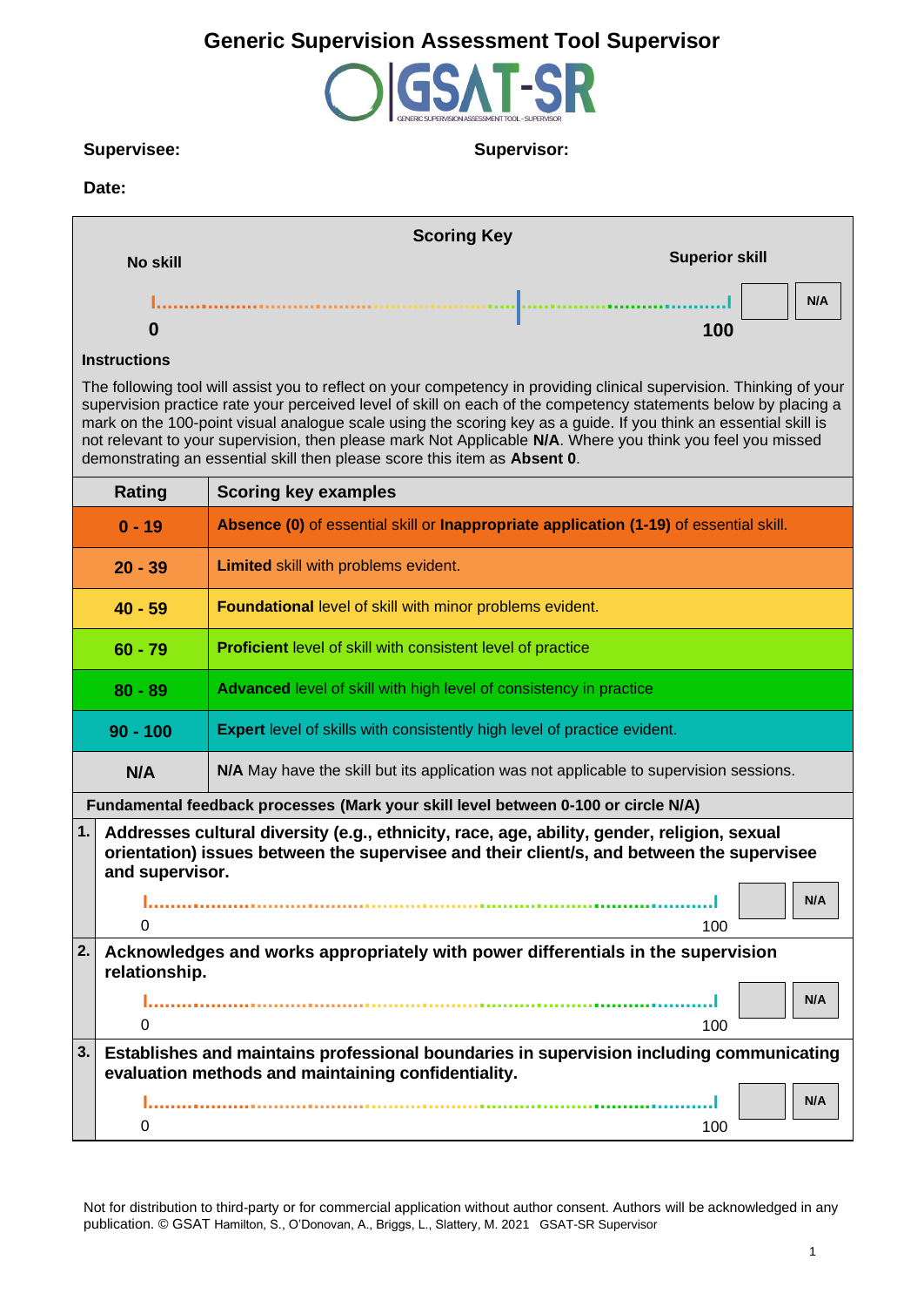# Generic Supervision Assessment Tool Supervisor

GSAT-SR

GENERIC SUPERVISION ASSESSMENT TOOL - SUPERVISOR

**Supervisee:** **Supervisor:**

**Date:**

**Scoring Key**

**No skill** **Superior skill**

**0** ........................................................................ **100** | | **N/A**

**Instructions**

The following tool will assist you to reflect on your competency in providing clinical supervision. Thinking of your supervision practice rate your perceived level of skill on each of the competency statements below by placing a mark on the 100-point visual analogue scale using the scoring key as a guide. If you think an essential skill is not relevant to your supervision, then please mark Not Applicable **N/A**. Where you think you feel you missed demonstrating an essential skill then please score this item as **Absent 0**.

| Rating | Scoring key examples |
|---|---|
| **0 - 19** | **Absence (0)** of essential skill or **Inappropriate application (1-19)** of essential skill. |
| **20 - 39** | **Limited** skill with problems evident. |
| **40 - 59** | **Foundational** level of skill with minor problems evident. |
| **60 - 79** | **Proficient** level of skill with consistent level of practice |
| **80 - 89** | **Advanced** level of skill with high level of consistency in practice |
| **90 - 100** | **Expert** level of skills with consistently high level of practice evident. |
| **N/A** | **N/A** May have the skill but its application was not applicable to supervision sessions. |

**Fundamental feedback processes (Mark your skill level between 0-100 or circle N/A)**

**1.** **Addresses cultural diversity (e.g., ethnicity, race, age, ability, gender, religion, sexual orientation) issues between the supervisee and their client/s, and between the supervisee and supervisor.**

0 ........................................................................ 100 | | **N/A**

**2.** **Acknowledges and works appropriately with power differentials in the supervision relationship.**

0 ........................................................................ 100 | | **N/A**

**3.** **Establishes and maintains professional boundaries in supervision including communicating evaluation methods and maintaining confidentiality.**

0 ........................................................................ 100 | | **N/A**

Not for distribution to third-party or for commercial application without author consent. Authors will be acknowledged in any publication. © GSAT Hamilton, S., O'Donovan, A., Briggs, L., Slattery, M. 2021 GSAT-SR Supervisor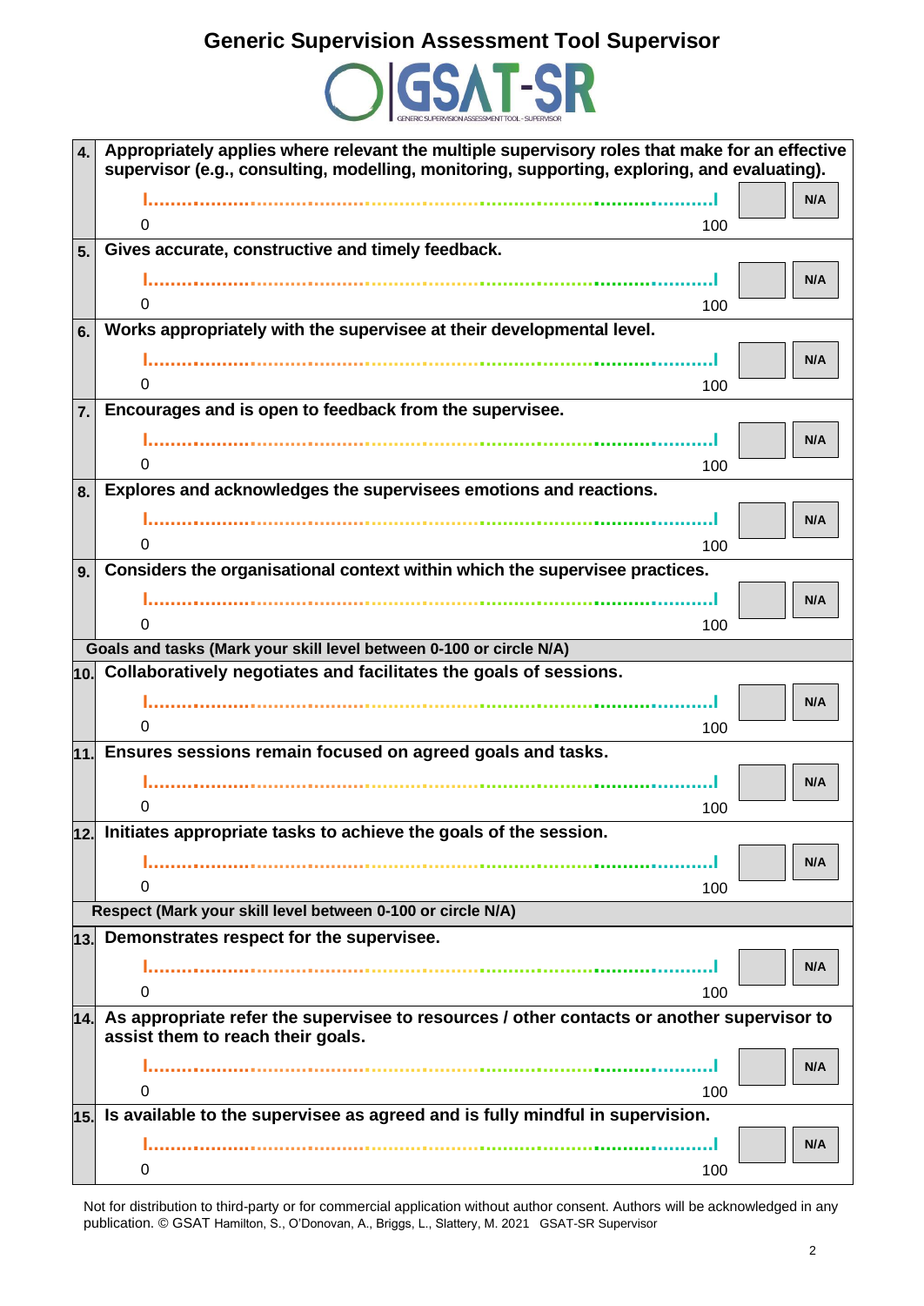# Generic Supervision Assessment Tool Supervisor

GSAT-SR

GENERIC SUPERVISION ASSESSMENT TOOL - SUPERVISOR

| | | | |
|---|---|---|---|
| **4.** | **Appropriately applies where relevant the multiple supervisory roles that make for an effective supervisor (e.g., consulting, modelling, monitoring, supporting, exploring, and evaluating).** 0 ........................................ 100 | | **N/A** |
| **5.** | **Gives accurate, constructive and timely feedback.** 0 ........................................ 100 | | **N/A** |
| **6.** | **Works appropriately with the supervisee at their developmental level.** 0 ........................................ 100 | | **N/A** |
| **7.** | **Encourages and is open to feedback from the supervisee.** 0 ........................................ 100 | | **N/A** |
| **8.** | **Explores and acknowledges the supervisees emotions and reactions.** 0 ........................................ 100 | | **N/A** |
| **9.** | **Considers the organisational context within which the supervisee practices.** 0 ........................................ 100 | | **N/A** |
| | **Goals and tasks (Mark your skill level between 0-100 or circle N/A)** | | |
| **10.** | **Collaboratively negotiates and facilitates the goals of sessions.** 0 ........................................ 100 | | **N/A** |
| **11.** | **Ensures sessions remain focused on agreed goals and tasks.** 0 ........................................ 100 | | **N/A** |
| **12.** | **Initiates appropriate tasks to achieve the goals of the session.** 0 ........................................ 100 | | **N/A** |
| | **Respect (Mark your skill level between 0-100 or circle N/A)** | | |
| **13.** | **Demonstrates respect for the supervisee.** 0 ........................................ 100 | | **N/A** |
| **14.** | **As appropriate refer the supervisee to resources / other contacts or another supervisor to assist them to reach their goals.** 0 ........................................ 100 | | **N/A** |
| **15.** | **Is available to the supervisee as agreed and is fully mindful in supervision.** 0 ........................................ 100 | | **N/A** |

Not for distribution to third-party or for commercial application without author consent. Authors will be acknowledged in any publication. © GSAT Hamilton, S., O'Donovan, A., Briggs, L., Slattery, M. 2021 GSAT-SR Supervisor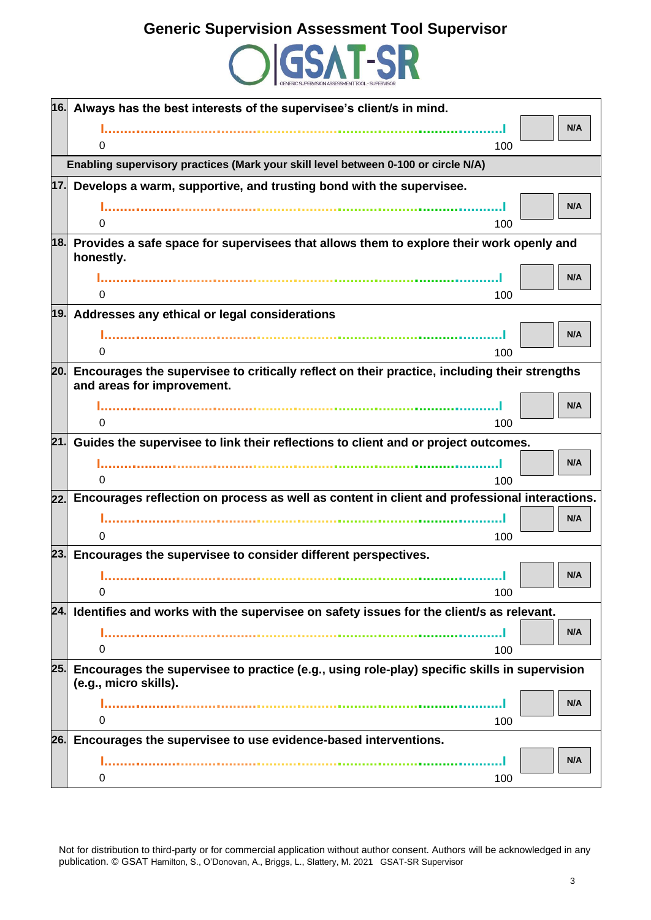# Generic Supervision Assessment Tool Supervisor

GSAT-SR

GENERIC SUPERVISION ASSESSMENT TOOL - SUPERVISOR

| | | |
|---|---|---|
| **16.** | **Always has the best interests of the supervisee's client/s in mind.** | |
| | 0 ........................................................................ 100 | N/A |
| | **Enabling supervisory practices (Mark your skill level between 0-100 or circle N/A)** | |
| **17.** | **Develops a warm, supportive, and trusting bond with the supervisee.** | |
| | 0 ........................................................................ 100 | N/A |
| **18.** | **Provides a safe space for supervisees that allows them to explore their work openly and honestly.** | |
| | 0 ........................................................................ 100 | N/A |
| **19.** | **Addresses any ethical or legal considerations** | |
| | 0 ........................................................................ 100 | N/A |
| **20.** | **Encourages the supervisee to critically reflect on their practice, including their strengths and areas for improvement.** | |
| | 0 ........................................................................ 100 | N/A |
| **21.** | **Guides the supervisee to link their reflections to client and or project outcomes.** | |
| | 0 ........................................................................ 100 | N/A |
| **22.** | **Encourages reflection on process as well as content in client and professional interactions.** | |
| | 0 ........................................................................ 100 | N/A |
| **23.** | **Encourages the supervisee to consider different perspectives.** | |
| | 0 ........................................................................ 100 | N/A |
| **24.** | **Identifies and works with the supervisee on safety issues for the client/s as relevant.** | |
| | 0 ........................................................................ 100 | N/A |
| **25.** | **Encourages the supervisee to practice (e.g., using role-play) specific skills in supervision (e.g., micro skills).** | |
| | 0 ........................................................................ 100 | N/A |
| **26.** | **Encourages the supervisee to use evidence-based interventions.** | |
| | 0 ........................................................................ 100 | N/A |

Not for distribution to third-party or for commercial application without author consent. Authors will be acknowledged in any publication. © GSAT Hamilton, S., O'Donovan, A., Briggs, L., Slattery, M. 2021 GSAT-SR Supervisor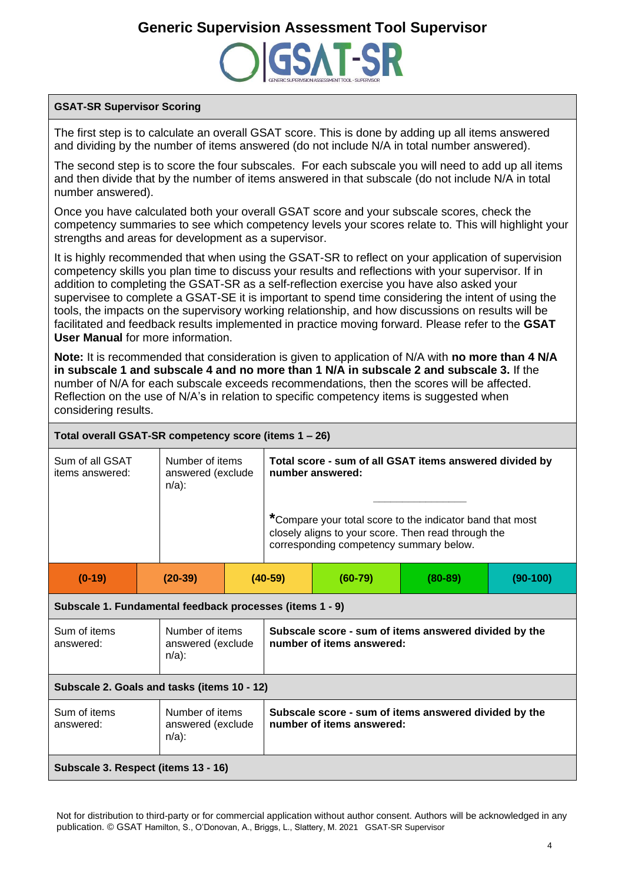# Generic Supervision Assessment Tool Supervisor

GSAT-SR

GENERIC SUPERVISION ASSESSMENT TOOL - SUPERVISOR

| **GSAT-SR Supervisor Scoring** |
|---|
| The first step is to calculate an overall GSAT score. This is done by adding up all items answered and dividing by the number of items answered (do not include N/A in total number answered).<br><br>The second step is to score the four subscales. For each subscale you will need to add up all items and then divide that by the number of items answered in that subscale (do not include N/A in total number answered).<br><br>Once you have calculated both your overall GSAT score and your subscale scores, check the competency summaries to see which competency levels your scores relate to. This will highlight your strengths and areas for development as a supervisor.<br><br>It is highly recommended that when using the GSAT-SR to reflect on your application of supervision competency skills you plan time to discuss your results and reflections with your supervisor. If in addition to completing the GSAT-SR as a self-reflection exercise you have also asked your supervisee to complete a GSAT-SE it is important to spend time considering the intent of using the tools, the impacts on the supervisory working relationship, and how discussions on results will be facilitated and feedback results implemented in practice moving forward. Please refer to the **GSAT User Manual** for more information.<br><br>**Note:** It is recommended that consideration is given to application of N/A with **no more than 4 N/A in subscale 1 and subscale 4 and no more than 1 N/A in subscale 2 and subscale 3.** If the number of N/A for each subscale exceeds recommendations, then the scores will be affected. Reflection on the use of N/A's in relation to specific competency items is suggested when considering results. |

| **Total overall GSAT-SR competency score (items 1 – 26)** | | | | | |
|---|---|---|---|---|---|
| Sum of all GSAT items answered: | Number of items answered (exclude n/a): | **Total score - sum of all GSAT items answered divided by number answered:**<br><br>______________<br><br>*Compare your total score to the indicator band that most closely aligns to your score. Then read through the corresponding competency summary below. | | | |
| **(0-19)** | **(20-39)** | **(40-59)** | **(60-79)** | **(80-89)** | **(90-100)** |
| **Subscale 1. Fundamental feedback processes (items 1 - 9)** | | | | | |
| Sum of items answered: | Number of items answered (exclude n/a): | **Subscale score - sum of items answered divided by the number of items answered:** | | | |
| **Subscale 2. Goals and tasks (items 10 - 12)** | | | | | |
| Sum of items answered: | Number of items answered (exclude n/a): | **Subscale score - sum of items answered divided by the number of items answered:** | | | |
| **Subscale 3. Respect (items 13 - 16)** | | | | | |

Not for distribution to third-party or for commercial application without author consent. Authors will be acknowledged in any publication. © GSAT Hamilton, S., O'Donovan, A., Briggs, L., Slattery, M. 2021 GSAT-SR Supervisor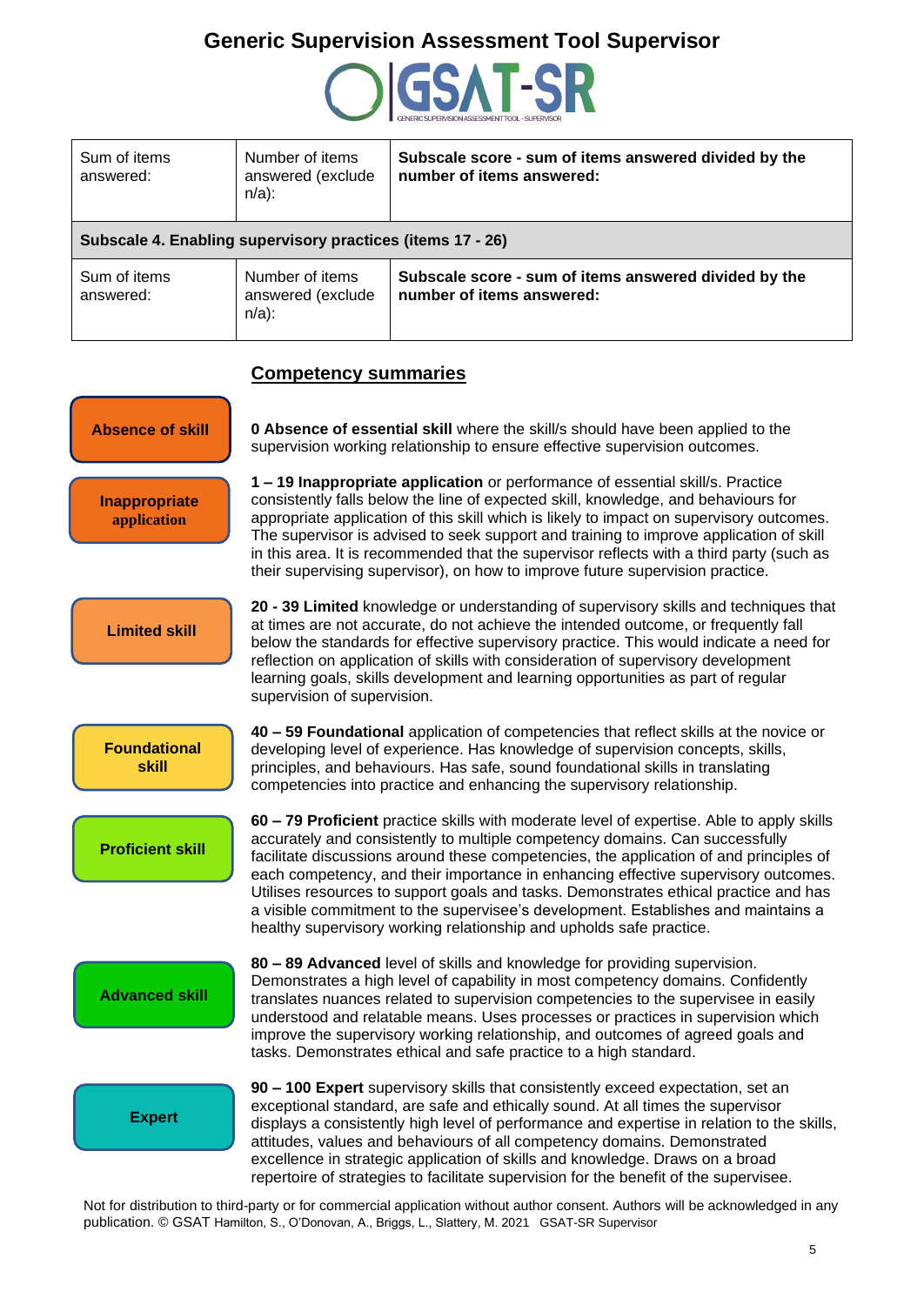# Generic Supervision Assessment Tool Supervisor

GSAT-SR

GENERIC SUPERVISION ASSESSMENT TOOL - SUPERVISOR

| | | |
|---|---|---|
| Sum of items answered: | Number of items answered (exclude n/a): | **Subscale score - sum of items answered divided by the number of items answered:** |
| **Subscale 4. Enabling supervisory practices (items 17 - 26)** | | |
| Sum of items answered: | Number of items answered (exclude n/a): | **Subscale score - sum of items answered divided by the number of items answered:** |

## Competency summaries

**Absence of skill**

**0 Absence of essential skill** where the skill/s should have been applied to the supervision working relationship to ensure effective supervision outcomes.

**Inappropriate application**

**1 – 19 Inappropriate application** or performance of essential skill/s. Practice consistently falls below the line of expected skill, knowledge, and behaviours for appropriate application of this skill which is likely to impact on supervisory outcomes. The supervisor is advised to seek support and training to improve application of skill in this area. It is recommended that the supervisor reflects with a third party (such as their supervising supervisor), on how to improve future supervision practice.

**Limited skill**

**20 - 39 Limited** knowledge or understanding of supervisory skills and techniques that at times are not accurate, do not achieve the intended outcome, or frequently fall below the standards for effective supervisory practice. This would indicate a need for reflection on application of skills with consideration of supervisory development learning goals, skills development and learning opportunities as part of regular supervision of supervision.

**Foundational skill**

**40 – 59 Foundational** application of competencies that reflect skills at the novice or developing level of experience. Has knowledge of supervision concepts, skills, principles, and behaviours. Has safe, sound foundational skills in translating competencies into practice and enhancing the supervisory relationship.

**Proficient skill**

**60 – 79 Proficient** practice skills with moderate level of expertise. Able to apply skills accurately and consistently to multiple competency domains. Can successfully facilitate discussions around these competencies, the application of and principles of each competency, and their importance in enhancing effective supervisory outcomes. Utilises resources to support goals and tasks. Demonstrates ethical practice and has a visible commitment to the supervisee's development. Establishes and maintains a healthy supervisory working relationship and upholds safe practice.

**Advanced skill**

**80 – 89 Advanced** level of skills and knowledge for providing supervision. Demonstrates a high level of capability in most competency domains. Confidently translates nuances related to supervision competencies to the supervisee in easily understood and relatable means. Uses processes or practices in supervision which improve the supervisory working relationship, and outcomes of agreed goals and tasks. Demonstrates ethical and safe practice to a high standard.

**Expert**

**90 – 100 Expert** supervisory skills that consistently exceed expectation, set an exceptional standard, are safe and ethically sound. At all times the supervisor displays a consistently high level of performance and expertise in relation to the skills, attitudes, values and behaviours of all competency domains. Demonstrated excellence in strategic application of skills and knowledge. Draws on a broad repertoire of strategies to facilitate supervision for the benefit of the supervisee.

Not for distribution to third-party or for commercial application without author consent. Authors will be acknowledged in any publication. © GSAT Hamilton, S., O'Donovan, A., Briggs, L., Slattery, M. 2021 GSAT-SR Supervisor